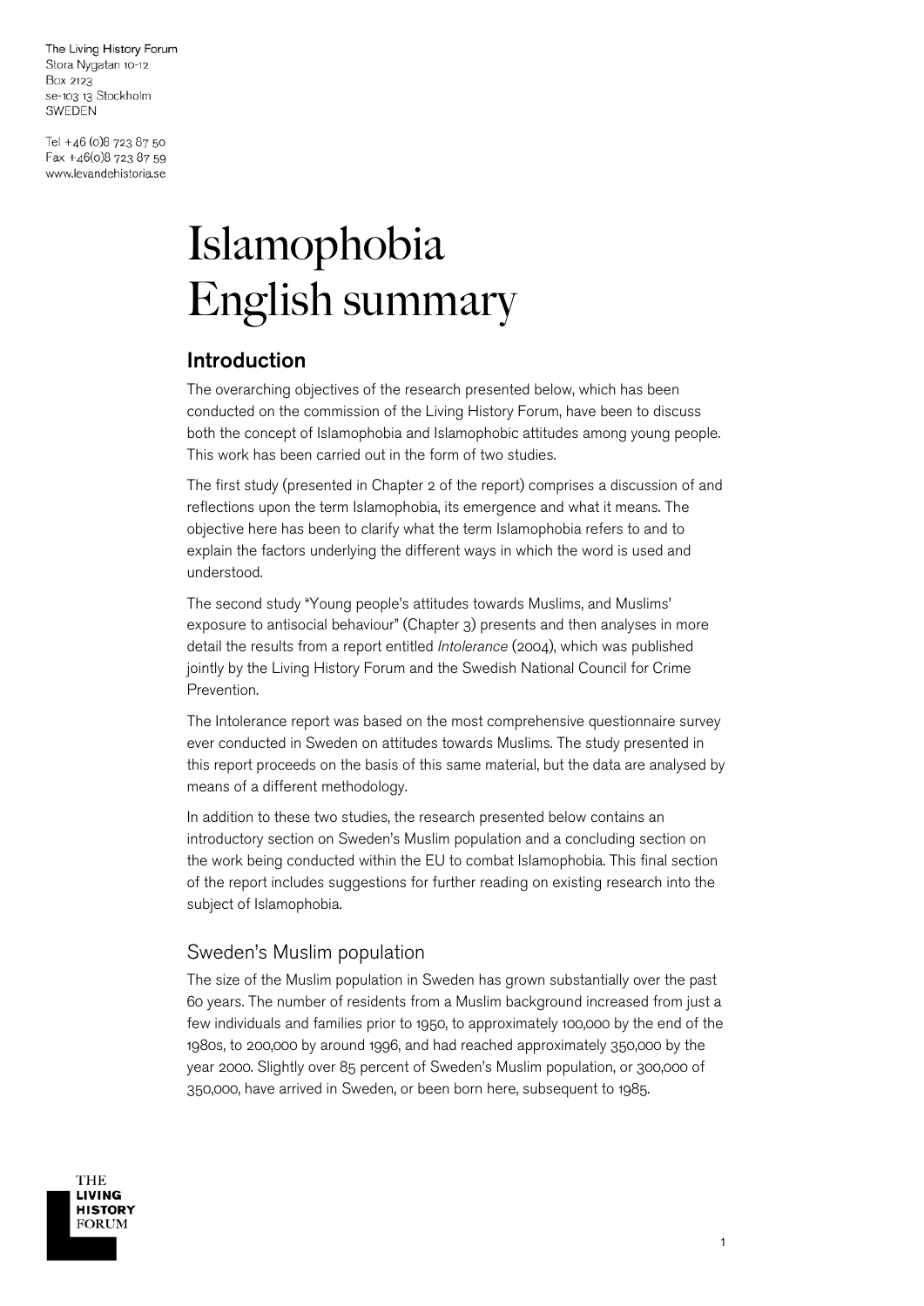The Living History Forum
Stora Nygatan 10-12
Box 2123
se-103 13 Stockholm
SWEDEN

Tel +46 (0)8 723 87 50
Fax +46(0)8 723 87 59
www.levandehistoria.se

# Islamophobia English summary

## Introduction

The overarching objectives of the research presented below, which has been conducted on the commission of the Living History Forum, have been to discuss both the concept of Islamophobia and Islamophobic attitudes among young people. This work has been carried out in the form of two studies.

The first study (presented in Chapter 2 of the report) comprises a discussion of and reflections upon the term Islamophobia, its emergence and what it means. The objective here has been to clarify what the term Islamophobia refers to and to explain the factors underlying the different ways in which the word is used and understood.

The second study "Young people's attitudes towards Muslims, and Muslims' exposure to antisocial behaviour" (Chapter 3) presents and then analyses in more detail the results from a report entitled *Intolerance* (2004), which was published jointly by the Living History Forum and the Swedish National Council for Crime Prevention.

The Intolerance report was based on the most comprehensive questionnaire survey ever conducted in Sweden on attitudes towards Muslims. The study presented in this report proceeds on the basis of this same material, but the data are analysed by means of a different methodology.

In addition to these two studies, the research presented below contains an introductory section on Sweden's Muslim population and a concluding section on the work being conducted within the EU to combat Islamophobia. This final section of the report includes suggestions for further reading on existing research into the subject of Islamophobia.

### Sweden's Muslim population

The size of the Muslim population in Sweden has grown substantially over the past 60 years. The number of residents from a Muslim background increased from just a few individuals and families prior to 1950, to approximately 100,000 by the end of the 1980s, to 200,000 by around 1996, and had reached approximately 350,000 by the year 2000. Slightly over 85 percent of Sweden's Muslim population, or 300,000 of 350,000, have arrived in Sweden, or been born here, subsequent to 1985.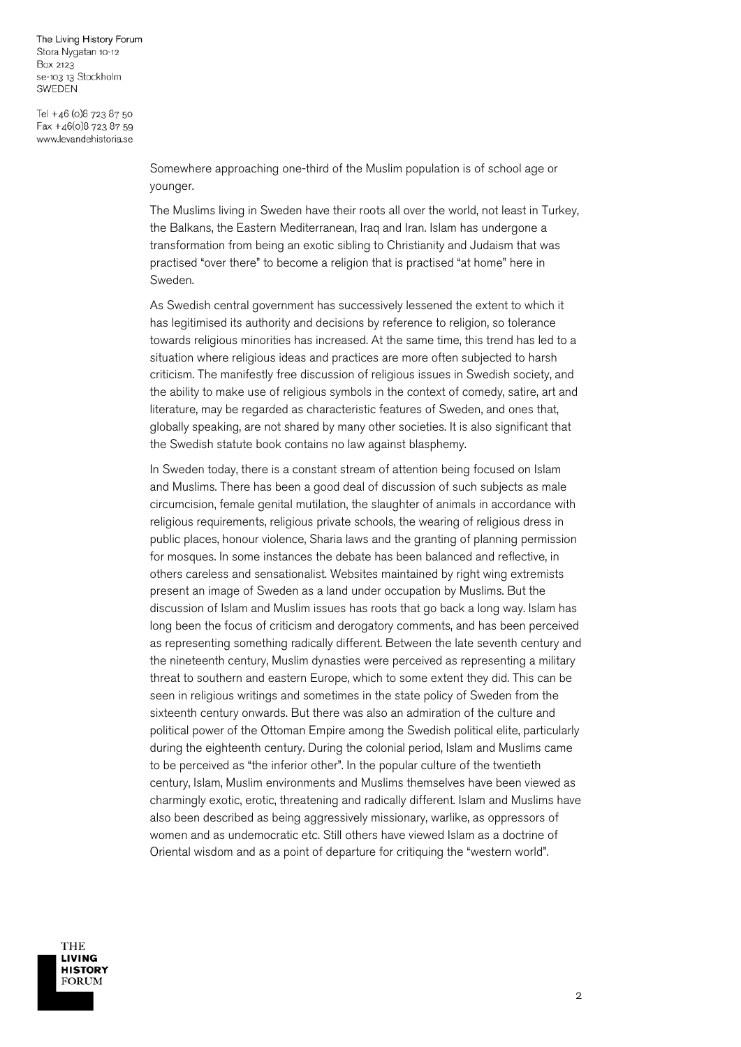Somewhere approaching one-third of the Muslim population is of school age or younger.

The Muslims living in Sweden have their roots all over the world, not least in Turkey, the Balkans, the Eastern Mediterranean, Iraq and Iran. Islam has undergone a transformation from being an exotic sibling to Christianity and Judaism that was practised "over there" to become a religion that is practised "at home" here in Sweden.

As Swedish central government has successively lessened the extent to which it has legitimised its authority and decisions by reference to religion, so tolerance towards religious minorities has increased. At the same time, this trend has led to a situation where religious ideas and practices are more often subjected to harsh criticism. The manifestly free discussion of religious issues in Swedish society, and the ability to make use of religious symbols in the context of comedy, satire, art and literature, may be regarded as characteristic features of Sweden, and ones that, globally speaking, are not shared by many other societies. It is also significant that the Swedish statute book contains no law against blasphemy.

In Sweden today, there is a constant stream of attention being focused on Islam and Muslims. There has been a good deal of discussion of such subjects as male circumcision, female genital mutilation, the slaughter of animals in accordance with religious requirements, religious private schools, the wearing of religious dress in public places, honour violence, Sharia laws and the granting of planning permission for mosques. In some instances the debate has been balanced and reflective, in others careless and sensationalist. Websites maintained by right wing extremists present an image of Sweden as a land under occupation by Muslims. But the discussion of Islam and Muslim issues has roots that go back a long way. Islam has long been the focus of criticism and derogatory comments, and has been perceived as representing something radically different. Between the late seventh century and the nineteenth century, Muslim dynasties were perceived as representing a military threat to southern and eastern Europe, which to some extent they did. This can be seen in religious writings and sometimes in the state policy of Sweden from the sixteenth century onwards. But there was also an admiration of the culture and political power of the Ottoman Empire among the Swedish political elite, particularly during the eighteenth century. During the colonial period, Islam and Muslims came to be perceived as "the inferior other". In the popular culture of the twentieth century, Islam, Muslim environments and Muslims themselves have been viewed as charmingly exotic, erotic, threatening and radically different. Islam and Muslims have also been described as being aggressively missionary, warlike, as oppressors of women and as undemocratic etc. Still others have viewed Islam as a doctrine of Oriental wisdom and as a point of departure for critiquing the "western world".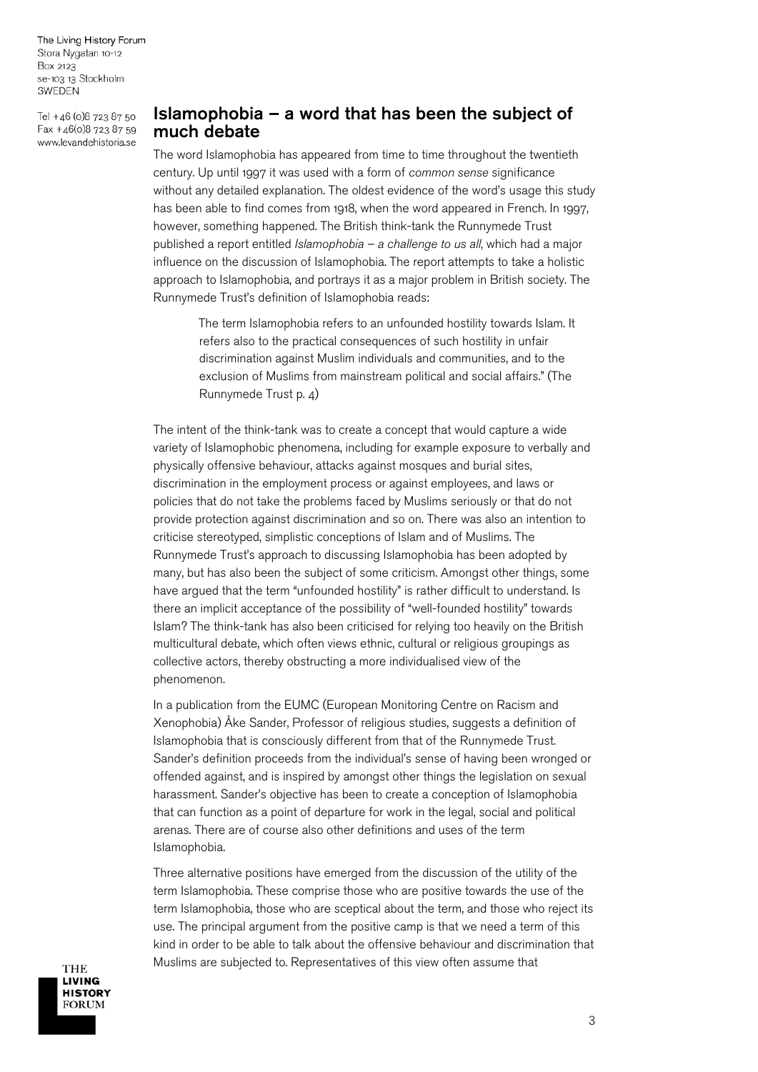## Islamophobia – a word that has been the subject of much debate

The word Islamophobia has appeared from time to time throughout the twentieth century. Up until 1997 it was used with a form of *common sense* significance without any detailed explanation. The oldest evidence of the word's usage this study has been able to find comes from 1918, when the word appeared in French. In 1997, however, something happened. The British think-tank the Runnymede Trust published a report entitled *Islamophobia – a challenge to us all*, which had a major influence on the discussion of Islamophobia. The report attempts to take a holistic approach to Islamophobia, and portrays it as a major problem in British society. The Runnymede Trust's definition of Islamophobia reads:

> The term Islamophobia refers to an unfounded hostility towards Islam. It refers also to the practical consequences of such hostility in unfair discrimination against Muslim individuals and communities, and to the exclusion of Muslims from mainstream political and social affairs." (The Runnymede Trust p. 4)

The intent of the think-tank was to create a concept that would capture a wide variety of Islamophobic phenomena, including for example exposure to verbally and physically offensive behaviour, attacks against mosques and burial sites, discrimination in the employment process or against employees, and laws or policies that do not take the problems faced by Muslims seriously or that do not provide protection against discrimination and so on. There was also an intention to criticise stereotyped, simplistic conceptions of Islam and of Muslims. The Runnymede Trust's approach to discussing Islamophobia has been adopted by many, but has also been the subject of some criticism. Amongst other things, some have argued that the term "unfounded hostility" is rather difficult to understand. Is there an implicit acceptance of the possibility of "well-founded hostility" towards Islam? The think-tank has also been criticised for relying too heavily on the British multicultural debate, which often views ethnic, cultural or religious groupings as collective actors, thereby obstructing a more individualised view of the phenomenon.

In a publication from the EUMC (European Monitoring Centre on Racism and Xenophobia) Åke Sander, Professor of religious studies, suggests a definition of Islamophobia that is consciously different from that of the Runnymede Trust. Sander's definition proceeds from the individual's sense of having been wronged or offended against, and is inspired by amongst other things the legislation on sexual harassment. Sander's objective has been to create a conception of Islamophobia that can function as a point of departure for work in the legal, social and political arenas. There are of course also other definitions and uses of the term Islamophobia.

Three alternative positions have emerged from the discussion of the utility of the term Islamophobia. These comprise those who are positive towards the use of the term Islamophobia, those who are sceptical about the term, and those who reject its use. The principal argument from the positive camp is that we need a term of this kind in order to be able to talk about the offensive behaviour and discrimination that Muslims are subjected to. Representatives of this view often assume that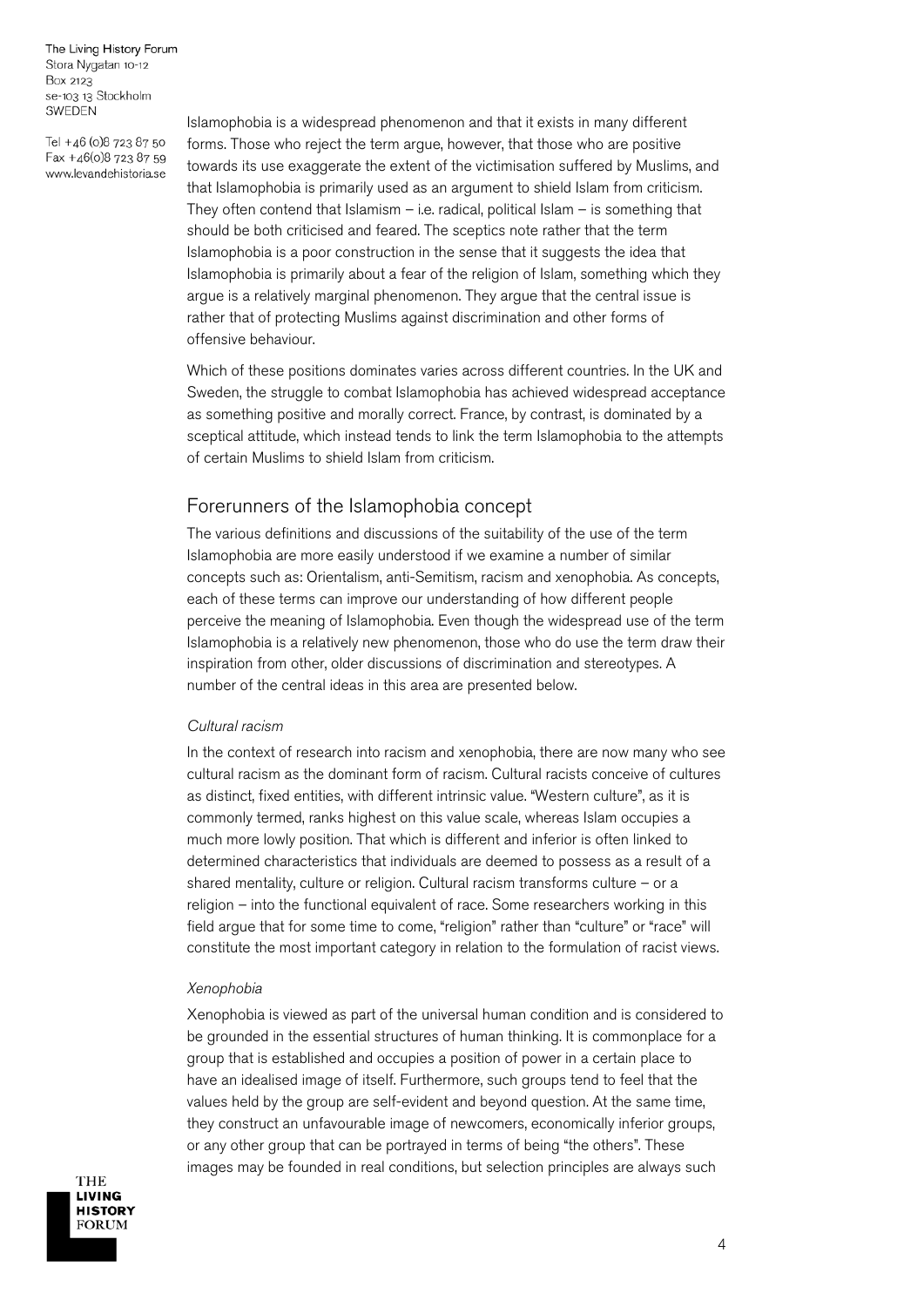Islamophobia is a widespread phenomenon and that it exists in many different forms. Those who reject the term argue, however, that those who are positive towards its use exaggerate the extent of the victimisation suffered by Muslims, and that Islamophobia is primarily used as an argument to shield Islam from criticism. They often contend that Islamism – i.e. radical, political Islam – is something that should be both criticised and feared. The sceptics note rather that the term Islamophobia is a poor construction in the sense that it suggests the idea that Islamophobia is primarily about a fear of the religion of Islam, something which they argue is a relatively marginal phenomenon. They argue that the central issue is rather that of protecting Muslims against discrimination and other forms of offensive behaviour.

Which of these positions dominates varies across different countries. In the UK and Sweden, the struggle to combat Islamophobia has achieved widespread acceptance as something positive and morally correct. France, by contrast, is dominated by a sceptical attitude, which instead tends to link the term Islamophobia to the attempts of certain Muslims to shield Islam from criticism.

## Forerunners of the Islamophobia concept

The various definitions and discussions of the suitability of the use of the term Islamophobia are more easily understood if we examine a number of similar concepts such as: Orientalism, anti-Semitism, racism and xenophobia. As concepts, each of these terms can improve our understanding of how different people perceive the meaning of Islamophobia. Even though the widespread use of the term Islamophobia is a relatively new phenomenon, those who do use the term draw their inspiration from other, older discussions of discrimination and stereotypes. A number of the central ideas in this area are presented below.

*Cultural racism*

In the context of research into racism and xenophobia, there are now many who see cultural racism as the dominant form of racism. Cultural racists conceive of cultures as distinct, fixed entities, with different intrinsic value. "Western culture", as it is commonly termed, ranks highest on this value scale, whereas Islam occupies a much more lowly position. That which is different and inferior is often linked to determined characteristics that individuals are deemed to possess as a result of a shared mentality, culture or religion. Cultural racism transforms culture – or a religion – into the functional equivalent of race. Some researchers working in this field argue that for some time to come, "religion" rather than "culture" or "race" will constitute the most important category in relation to the formulation of racist views.

*Xenophobia*

Xenophobia is viewed as part of the universal human condition and is considered to be grounded in the essential structures of human thinking. It is commonplace for a group that is established and occupies a position of power in a certain place to have an idealised image of itself. Furthermore, such groups tend to feel that the values held by the group are self-evident and beyond question. At the same time, they construct an unfavourable image of newcomers, economically inferior groups, or any other group that can be portrayed in terms of being "the others". These images may be founded in real conditions, but selection principles are always such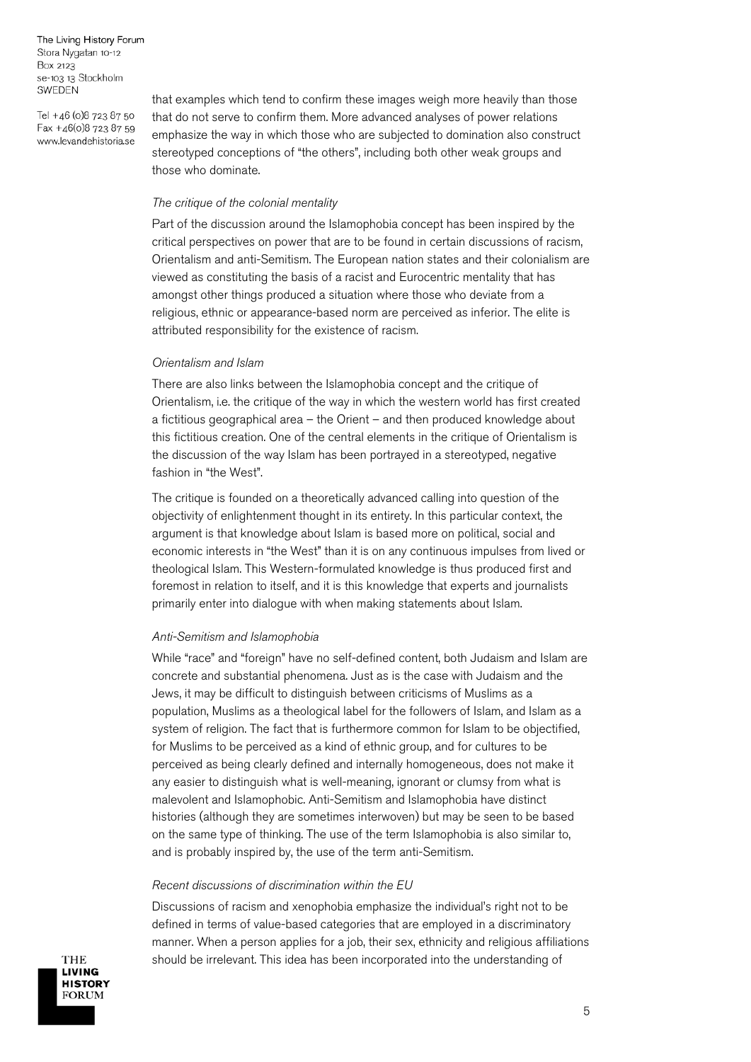that examples which tend to confirm these images weigh more heavily than those that do not serve to confirm them. More advanced analyses of power relations emphasize the way in which those who are subjected to domination also construct stereotyped conceptions of "the others", including both other weak groups and those who dominate.

*The critique of the colonial mentality*

Part of the discussion around the Islamophobia concept has been inspired by the critical perspectives on power that are to be found in certain discussions of racism, Orientalism and anti-Semitism. The European nation states and their colonialism are viewed as constituting the basis of a racist and Eurocentric mentality that has amongst other things produced a situation where those who deviate from a religious, ethnic or appearance-based norm are perceived as inferior. The elite is attributed responsibility for the existence of racism.

*Orientalism and Islam*

There are also links between the Islamophobia concept and the critique of Orientalism, i.e. the critique of the way in which the western world has first created a fictitious geographical area – the Orient – and then produced knowledge about this fictitious creation. One of the central elements in the critique of Orientalism is the discussion of the way Islam has been portrayed in a stereotyped, negative fashion in "the West".

The critique is founded on a theoretically advanced calling into question of the objectivity of enlightenment thought in its entirety. In this particular context, the argument is that knowledge about Islam is based more on political, social and economic interests in "the West" than it is on any continuous impulses from lived or theological Islam. This Western-formulated knowledge is thus produced first and foremost in relation to itself, and it is this knowledge that experts and journalists primarily enter into dialogue with when making statements about Islam.

*Anti-Semitism and Islamophobia*

While "race" and "foreign" have no self-defined content, both Judaism and Islam are concrete and substantial phenomena. Just as is the case with Judaism and the Jews, it may be difficult to distinguish between criticisms of Muslims as a population, Muslims as a theological label for the followers of Islam, and Islam as a system of religion. The fact that is furthermore common for Islam to be objectified, for Muslims to be perceived as a kind of ethnic group, and for cultures to be perceived as being clearly defined and internally homogeneous, does not make it any easier to distinguish what is well-meaning, ignorant or clumsy from what is malevolent and Islamophobic. Anti-Semitism and Islamophobia have distinct histories (although they are sometimes interwoven) but may be seen to be based on the same type of thinking. The use of the term Islamophobia is also similar to, and is probably inspired by, the use of the term anti-Semitism.

*Recent discussions of discrimination within the EU*

Discussions of racism and xenophobia emphasize the individual's right not to be defined in terms of value-based categories that are employed in a discriminatory manner. When a person applies for a job, their sex, ethnicity and religious affiliations should be irrelevant. This idea has been incorporated into the understanding of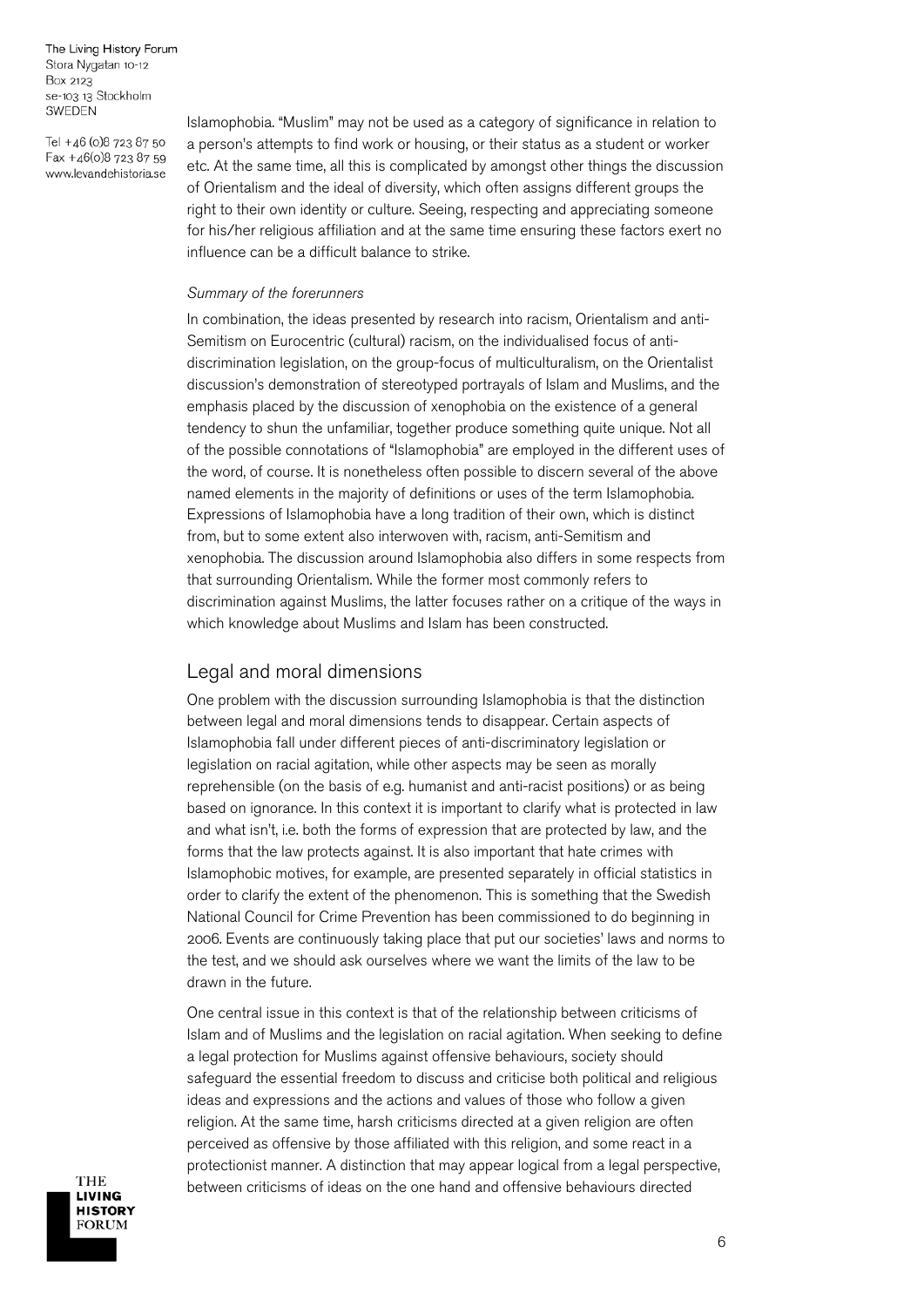Islamophobia. "Muslim" may not be used as a category of significance in relation to a person's attempts to find work or housing, or their status as a student or worker etc. At the same time, all this is complicated by amongst other things the discussion of Orientalism and the ideal of diversity, which often assigns different groups the right to their own identity or culture. Seeing, respecting and appreciating someone for his/her religious affiliation and at the same time ensuring these factors exert no influence can be a difficult balance to strike.

*Summary of the forerunners*

In combination, the ideas presented by research into racism, Orientalism and anti-Semitism on Eurocentric (cultural) racism, on the individualised focus of anti-discrimination legislation, on the group-focus of multiculturalism, on the Orientalist discussion's demonstration of stereotyped portrayals of Islam and Muslims, and the emphasis placed by the discussion of xenophobia on the existence of a general tendency to shun the unfamiliar, together produce something quite unique. Not all of the possible connotations of "Islamophobia" are employed in the different uses of the word, of course. It is nonetheless often possible to discern several of the above named elements in the majority of definitions or uses of the term Islamophobia. Expressions of Islamophobia have a long tradition of their own, which is distinct from, but to some extent also interwoven with, racism, anti-Semitism and xenophobia. The discussion around Islamophobia also differs in some respects from that surrounding Orientalism. While the former most commonly refers to discrimination against Muslims, the latter focuses rather on a critique of the ways in which knowledge about Muslims and Islam has been constructed.

## Legal and moral dimensions

One problem with the discussion surrounding Islamophobia is that the distinction between legal and moral dimensions tends to disappear. Certain aspects of Islamophobia fall under different pieces of anti-discriminatory legislation or legislation on racial agitation, while other aspects may be seen as morally reprehensible (on the basis of e.g. humanist and anti-racist positions) or as being based on ignorance. In this context it is important to clarify what is protected in law and what isn't, i.e. both the forms of expression that are protected by law, and the forms that the law protects against. It is also important that hate crimes with Islamophobic motives, for example, are presented separately in official statistics in order to clarify the extent of the phenomenon. This is something that the Swedish National Council for Crime Prevention has been commissioned to do beginning in 2006. Events are continuously taking place that put our societies' laws and norms to the test, and we should ask ourselves where we want the limits of the law to be drawn in the future.

One central issue in this context is that of the relationship between criticisms of Islam and of Muslims and the legislation on racial agitation. When seeking to define a legal protection for Muslims against offensive behaviours, society should safeguard the essential freedom to discuss and criticise both political and religious ideas and expressions and the actions and values of those who follow a given religion. At the same time, harsh criticisms directed at a given religion are often perceived as offensive by those affiliated with this religion, and some react in a protectionist manner. A distinction that may appear logical from a legal perspective, between criticisms of ideas on the one hand and offensive behaviours directed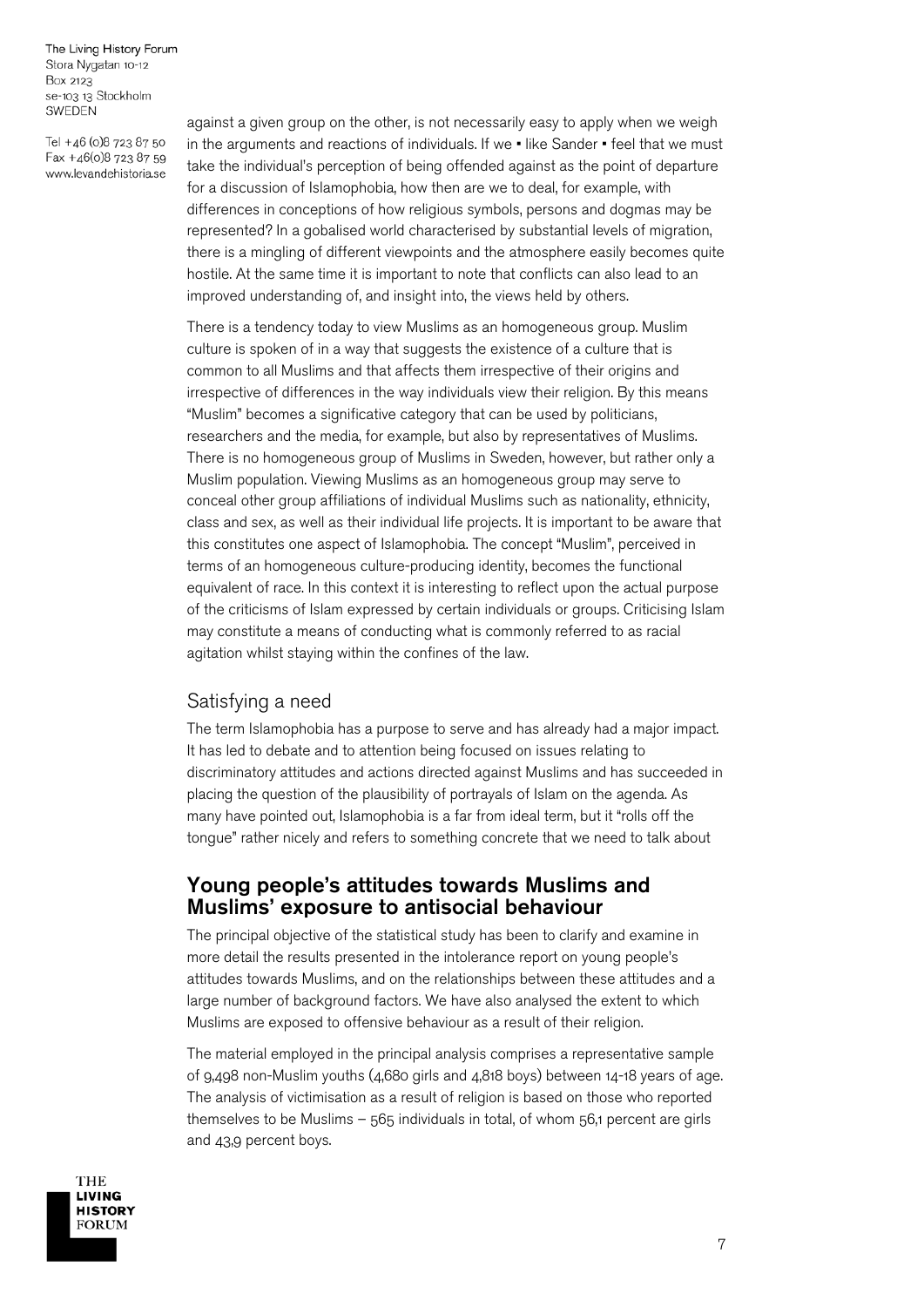against a given group on the other, is not necessarily easy to apply when we weigh in the arguments and reactions of individuals. If we • like Sander • feel that we must take the individual's perception of being offended against as the point of departure for a discussion of Islamophobia, how then are we to deal, for example, with differences in conceptions of how religious symbols, persons and dogmas may be represented? In a gobalised world characterised by substantial levels of migration, there is a mingling of different viewpoints and the atmosphere easily becomes quite hostile. At the same time it is important to note that conflicts can also lead to an improved understanding of, and insight into, the views held by others.

There is a tendency today to view Muslims as an homogeneous group. Muslim culture is spoken of in a way that suggests the existence of a culture that is common to all Muslims and that affects them irrespective of their origins and irrespective of differences in the way individuals view their religion. By this means "Muslim" becomes a significative category that can be used by politicians, researchers and the media, for example, but also by representatives of Muslims. There is no homogeneous group of Muslims in Sweden, however, but rather only a Muslim population. Viewing Muslims as an homogeneous group may serve to conceal other group affiliations of individual Muslims such as nationality, ethnicity, class and sex, as well as their individual life projects. It is important to be aware that this constitutes one aspect of Islamophobia. The concept "Muslim", perceived in terms of an homogeneous culture-producing identity, becomes the functional equivalent of race. In this context it is interesting to reflect upon the actual purpose of the criticisms of Islam expressed by certain individuals or groups. Criticising Islam may constitute a means of conducting what is commonly referred to as racial agitation whilst staying within the confines of the law.

### Satisfying a need

The term Islamophobia has a purpose to serve and has already had a major impact. It has led to debate and to attention being focused on issues relating to discriminatory attitudes and actions directed against Muslims and has succeeded in placing the question of the plausibility of portrayals of Islam on the agenda. As many have pointed out, Islamophobia is a far from ideal term, but it "rolls off the tongue" rather nicely and refers to something concrete that we need to talk about

## Young people's attitudes towards Muslims and Muslims' exposure to antisocial behaviour

The principal objective of the statistical study has been to clarify and examine in more detail the results presented in the intolerance report on young people's attitudes towards Muslims, and on the relationships between these attitudes and a large number of background factors. We have also analysed the extent to which Muslims are exposed to offensive behaviour as a result of their religion.

The material employed in the principal analysis comprises a representative sample of 9,498 non-Muslim youths (4,680 girls and 4,818 boys) between 14-18 years of age. The analysis of victimisation as a result of religion is based on those who reported themselves to be Muslims – 565 individuals in total, of whom 56,1 percent are girls and 43,9 percent boys.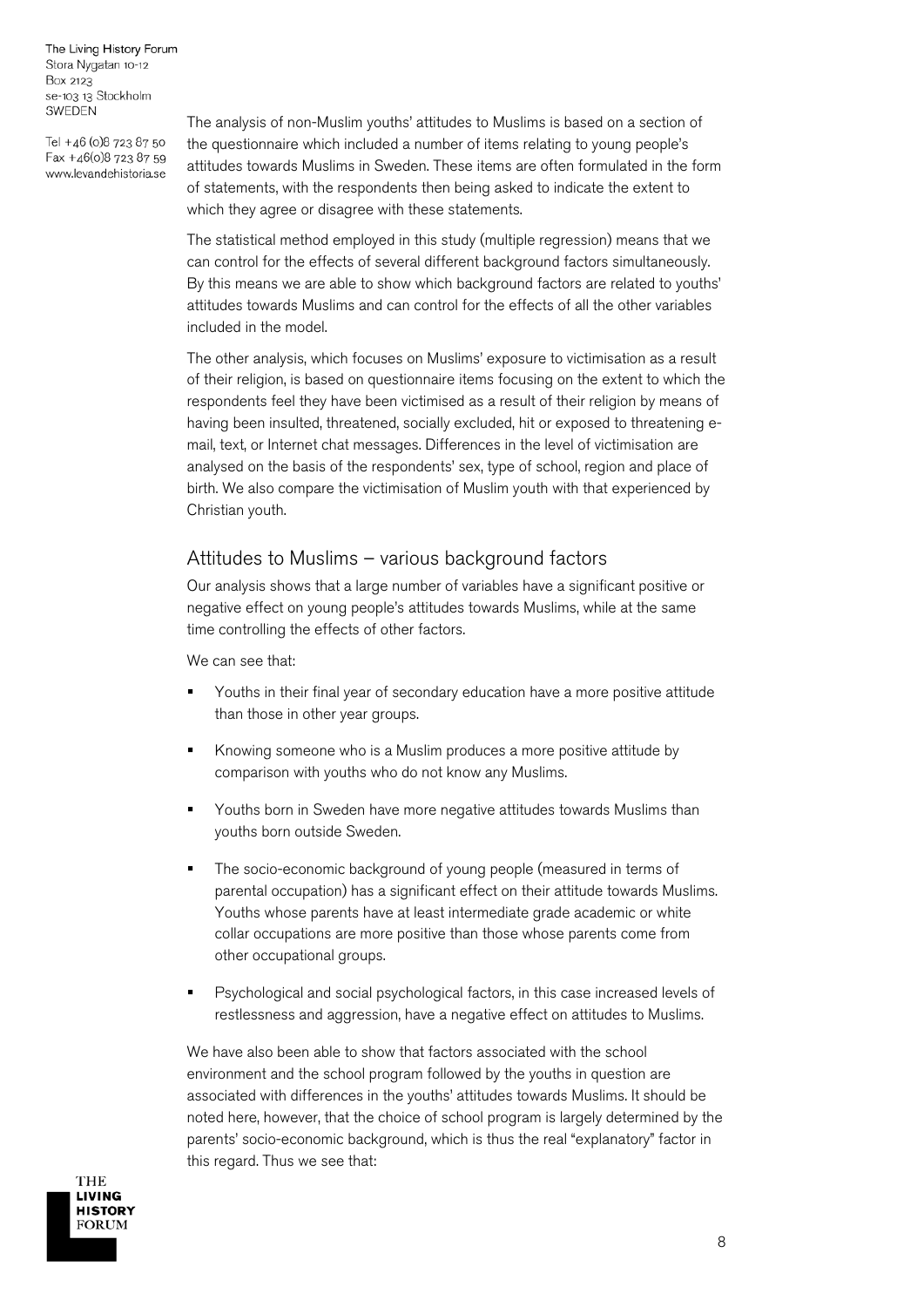The analysis of non-Muslim youths' attitudes to Muslims is based on a section of the questionnaire which included a number of items relating to young people's attitudes towards Muslims in Sweden. These items are often formulated in the form of statements, with the respondents then being asked to indicate the extent to which they agree or disagree with these statements.

The statistical method employed in this study (multiple regression) means that we can control for the effects of several different background factors simultaneously. By this means we are able to show which background factors are related to youths' attitudes towards Muslims and can control for the effects of all the other variables included in the model.

The other analysis, which focuses on Muslims' exposure to victimisation as a result of their religion, is based on questionnaire items focusing on the extent to which the respondents feel they have been victimised as a result of their religion by means of having been insulted, threatened, socially excluded, hit or exposed to threatening e-mail, text, or Internet chat messages. Differences in the level of victimisation are analysed on the basis of the respondents' sex, type of school, region and place of birth. We also compare the victimisation of Muslim youth with that experienced by Christian youth.

## Attitudes to Muslims – various background factors

Our analysis shows that a large number of variables have a significant positive or negative effect on young people's attitudes towards Muslims, while at the same time controlling the effects of other factors.

We can see that:

- Youths in their final year of secondary education have a more positive attitude than those in other year groups.
- Knowing someone who is a Muslim produces a more positive attitude by comparison with youths who do not know any Muslims.
- Youths born in Sweden have more negative attitudes towards Muslims than youths born outside Sweden.
- The socio-economic background of young people (measured in terms of parental occupation) has a significant effect on their attitude towards Muslims. Youths whose parents have at least intermediate grade academic or white collar occupations are more positive than those whose parents come from other occupational groups.
- Psychological and social psychological factors, in this case increased levels of restlessness and aggression, have a negative effect on attitudes to Muslims.

We have also been able to show that factors associated with the school environment and the school program followed by the youths in question are associated with differences in the youths' attitudes towards Muslims. It should be noted here, however, that the choice of school program is largely determined by the parents' socio-economic background, which is thus the real "explanatory" factor in this regard. Thus we see that: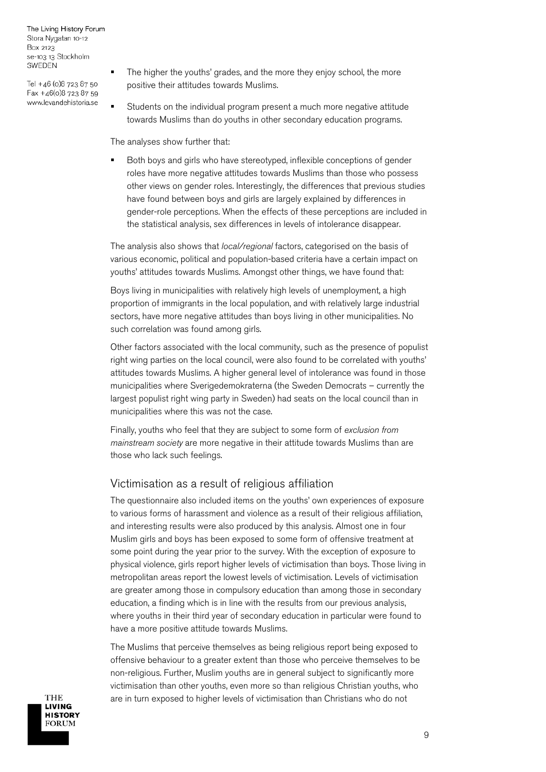- The higher the youths' grades, and the more they enjoy school, the more positive their attitudes towards Muslims.
- Students on the individual program present a much more negative attitude towards Muslims than do youths in other secondary education programs.

The analyses show further that:

- Both boys and girls who have stereotyped, inflexible conceptions of gender roles have more negative attitudes towards Muslims than those who possess other views on gender roles. Interestingly, the differences that previous studies have found between boys and girls are largely explained by differences in gender-role perceptions. When the effects of these perceptions are included in the statistical analysis, sex differences in levels of intolerance disappear.

The analysis also shows that *local/regional* factors, categorised on the basis of various economic, political and population-based criteria have a certain impact on youths' attitudes towards Muslims. Amongst other things, we have found that:

Boys living in municipalities with relatively high levels of unemployment, a high proportion of immigrants in the local population, and with relatively large industrial sectors, have more negative attitudes than boys living in other municipalities. No such correlation was found among girls.

Other factors associated with the local community, such as the presence of populist right wing parties on the local council, were also found to be correlated with youths' attitudes towards Muslims. A higher general level of intolerance was found in those municipalities where Sverigedemokraterna (the Sweden Democrats – currently the largest populist right wing party in Sweden) had seats on the local council than in municipalities where this was not the case.

Finally, youths who feel that they are subject to some form of *exclusion from mainstream society* are more negative in their attitude towards Muslims than are those who lack such feelings.

## Victimisation as a result of religious affiliation

The questionnaire also included items on the youths' own experiences of exposure to various forms of harassment and violence as a result of their religious affiliation, and interesting results were also produced by this analysis. Almost one in four Muslim girls and boys has been exposed to some form of offensive treatment at some point during the year prior to the survey. With the exception of exposure to physical violence, girls report higher levels of victimisation than boys. Those living in metropolitan areas report the lowest levels of victimisation. Levels of victimisation are greater among those in compulsory education than among those in secondary education, a finding which is in line with the results from our previous analysis, where youths in their third year of secondary education in particular were found to have a more positive attitude towards Muslims.

The Muslims that perceive themselves as being religious report being exposed to offensive behaviour to a greater extent than those who perceive themselves to be non-religious. Further, Muslim youths are in general subject to significantly more victimisation than other youths, even more so than religious Christian youths, who are in turn exposed to higher levels of victimisation than Christians who do not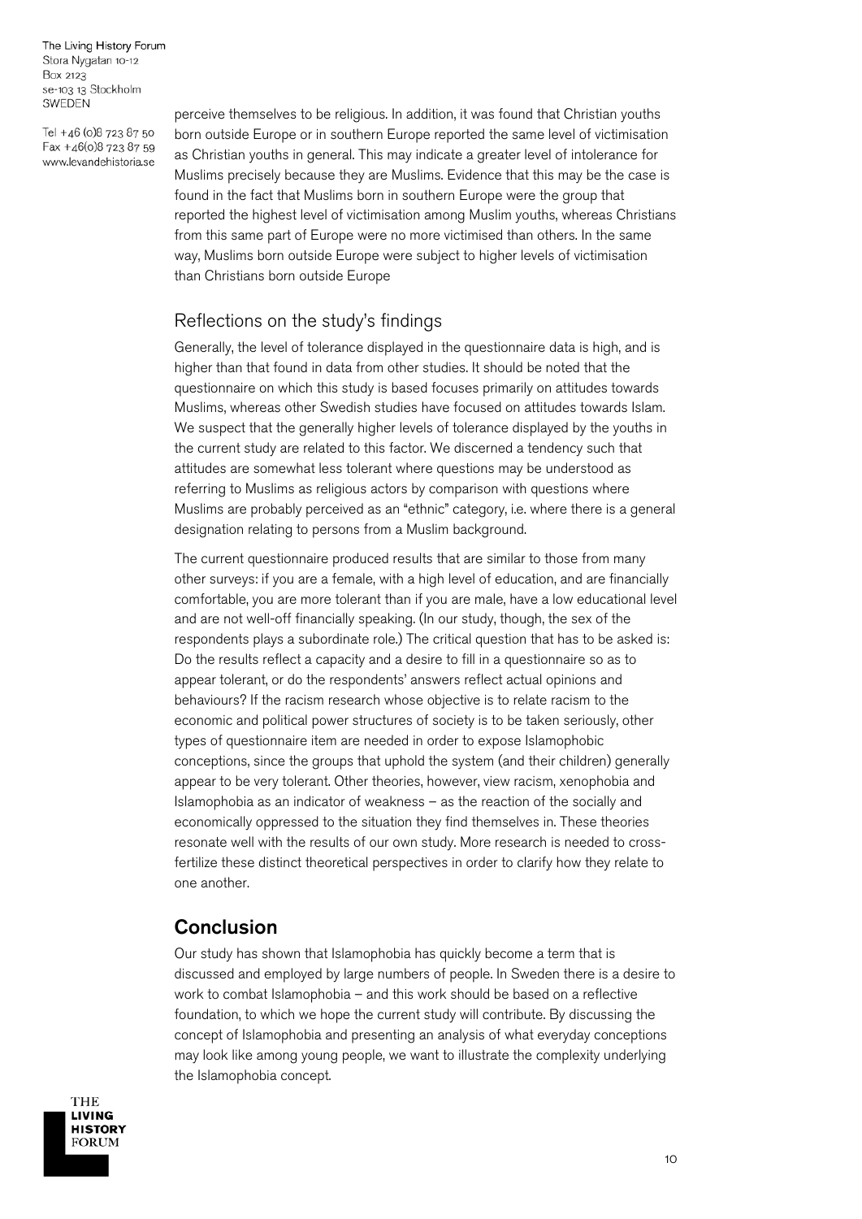perceive themselves to be religious. In addition, it was found that Christian youths born outside Europe or in southern Europe reported the same level of victimisation as Christian youths in general. This may indicate a greater level of intolerance for Muslims precisely because they are Muslims. Evidence that this may be the case is found in the fact that Muslims born in southern Europe were the group that reported the highest level of victimisation among Muslim youths, whereas Christians from this same part of Europe were no more victimised than others. In the same way, Muslims born outside Europe were subject to higher levels of victimisation than Christians born outside Europe

## Reflections on the study's findings

Generally, the level of tolerance displayed in the questionnaire data is high, and is higher than that found in data from other studies. It should be noted that the questionnaire on which this study is based focuses primarily on attitudes towards Muslims, whereas other Swedish studies have focused on attitudes towards Islam. We suspect that the generally higher levels of tolerance displayed by the youths in the current study are related to this factor. We discerned a tendency such that attitudes are somewhat less tolerant where questions may be understood as referring to Muslims as religious actors by comparison with questions where Muslims are probably perceived as an "ethnic" category, i.e. where there is a general designation relating to persons from a Muslim background.

The current questionnaire produced results that are similar to those from many other surveys: if you are a female, with a high level of education, and are financially comfortable, you are more tolerant than if you are male, have a low educational level and are not well-off financially speaking. (In our study, though, the sex of the respondents plays a subordinate role.) The critical question that has to be asked is: Do the results reflect a capacity and a desire to fill in a questionnaire so as to appear tolerant, or do the respondents' answers reflect actual opinions and behaviours? If the racism research whose objective is to relate racism to the economic and political power structures of society is to be taken seriously, other types of questionnaire item are needed in order to expose Islamophobic conceptions, since the groups that uphold the system (and their children) generally appear to be very tolerant. Other theories, however, view racism, xenophobia and Islamophobia as an indicator of weakness – as the reaction of the socially and economically oppressed to the situation they find themselves in. These theories resonate well with the results of our own study. More research is needed to cross-fertilize these distinct theoretical perspectives in order to clarify how they relate to one another.

# Conclusion

Our study has shown that Islamophobia has quickly become a term that is discussed and employed by large numbers of people. In Sweden there is a desire to work to combat Islamophobia – and this work should be based on a reflective foundation, to which we hope the current study will contribute. By discussing the concept of Islamophobia and presenting an analysis of what everyday conceptions may look like among young people, we want to illustrate the complexity underlying the Islamophobia concept.